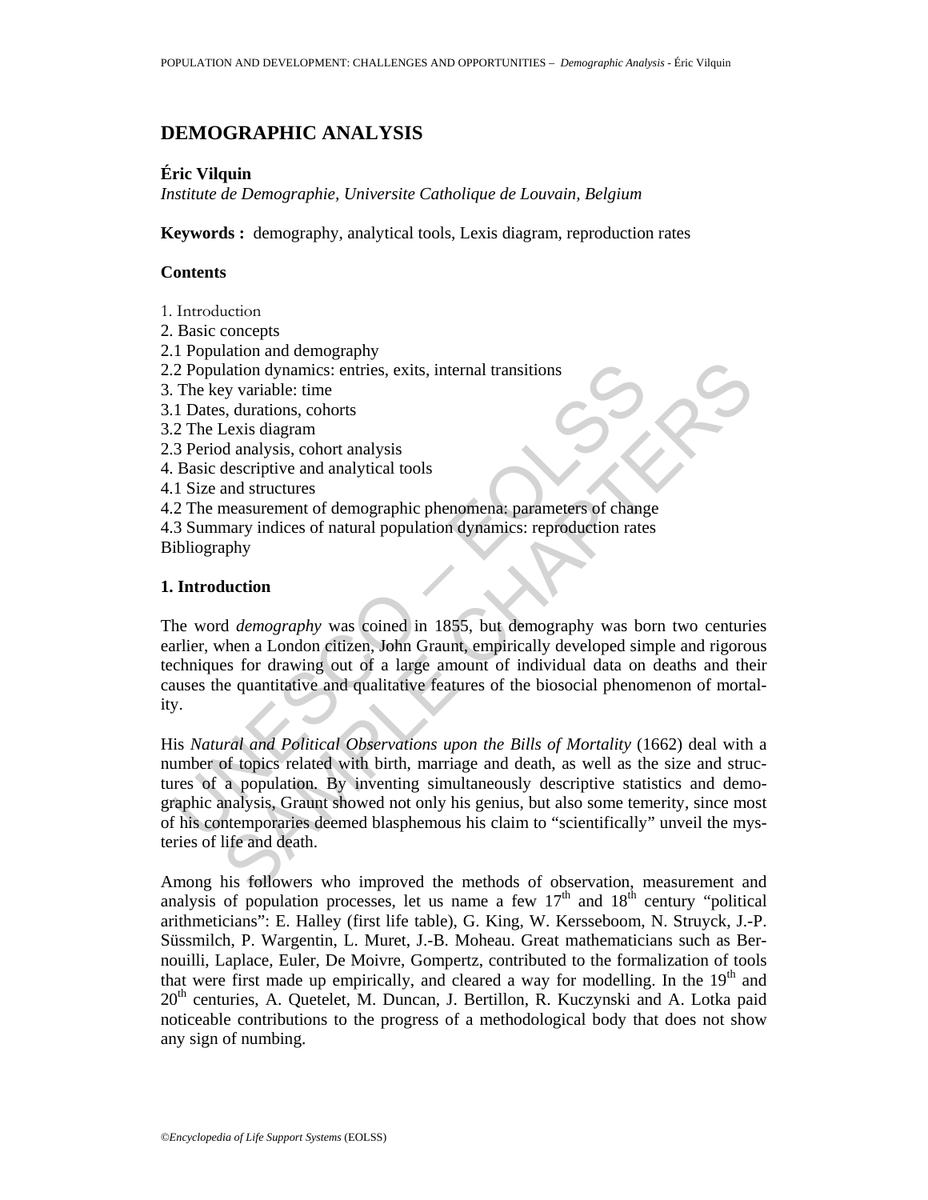# DEMOGRAPHIC ANALYSIS

**Éric Vilquin**

*Institute de Demographie, Universite Catholique de Louvain, Belgium*

**Keywords :** demography, analytical tools, Lexis diagram, reproduction rates

**Contents**

1. Introduction
2. Basic concepts
2.1 Population and demography
2.2 Population dynamics: entries, exits, internal transitions
3. The key variable: time
3.1 Dates, durations, cohorts
3.2 The Lexis diagram
2.3 Period analysis, cohort analysis
4. Basic descriptive and analytical tools
4.1 Size and structures
4.2 The measurement of demographic phenomena: parameters of change
4.3 Summary indices of natural population dynamics: reproduction rates
Bibliography

## 1. Introduction

The word *demography* was coined in 1855, but demography was born two centuries earlier, when a London citizen, John Graunt, empirically developed simple and rigorous techniques for drawing out of a large amount of individual data on deaths and their causes the quantitative and qualitative features of the biosocial phenomenon of mortality.

His *Natural and Political Observations upon the Bills of Mortality* (1662) deal with a number of topics related with birth, marriage and death, as well as the size and structures of a population. By inventing simultaneously descriptive statistics and demographic analysis, Graunt showed not only his genius, but also some temerity, since most of his contemporaries deemed blasphemous his claim to "scientifically" unveil the mysteries of life and death.

Among his followers who improved the methods of observation, measurement and analysis of population processes, let us name a few 17th and 18th century "political arithmeticians": E. Halley (first life table), G. King, W. Kersseboom, N. Struyck, J.-P. Süssmilch, P. Wargentin, L. Muret, J.-B. Moheau. Great mathematicians such as Bernouilli, Laplace, Euler, De Moivre, Gompertz, contributed to the formalization of tools that were first made up empirically, and cleared a way for modelling. In the 19th and 20th centuries, A. Quetelet, M. Duncan, J. Bertillon, R. Kuczynski and A. Lotka paid noticeable contributions to the progress of a methodological body that does not show any sign of numbing.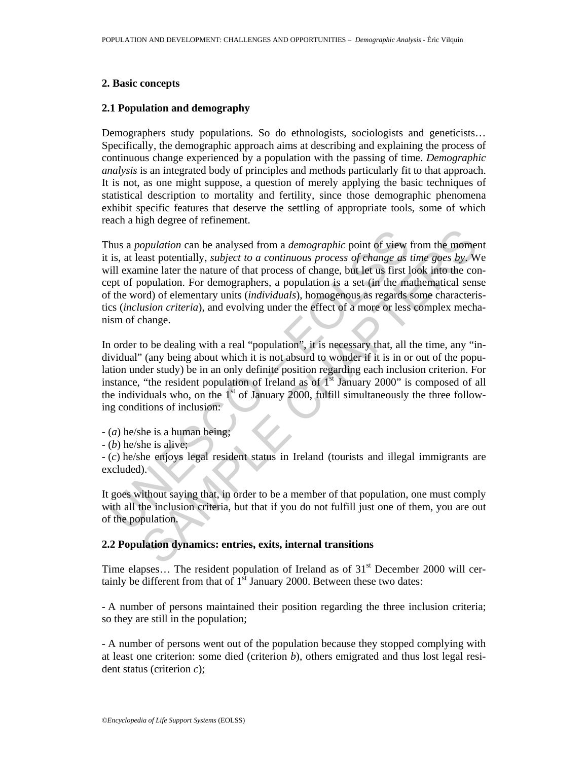## 2. Basic concepts

### 2.1 Population and demography

Demographers study populations. So do ethnologists, sociologists and geneticists… Specifically, the demographic approach aims at describing and explaining the process of continuous change experienced by a population with the passing of time. *Demographic analysis* is an integrated body of principles and methods particularly fit to that approach. It is not, as one might suppose, a question of merely applying the basic techniques of statistical description to mortality and fertility, since those demographic phenomena exhibit specific features that deserve the settling of appropriate tools, some of which reach a high degree of refinement.

Thus a *population* can be analysed from a *demographic* point of view from the moment it is, at least potentially, *subject to a continuous process of change as time goes by*. We will examine later the nature of that process of change, but let us first look into the concept of population. For demographers, a population is a set (in the mathematical sense of the word) of elementary units (*individuals*), homogenous as regards some characteristics (*inclusion criteria*), and evolving under the effect of a more or less complex mechanism of change.

In order to be dealing with a real "population", it is necessary that, all the time, any "individual" (any being about which it is not absurd to wonder if it is in or out of the population under study) be in an only definite position regarding each inclusion criterion. For instance, "the resident population of Ireland as of 1st January 2000" is composed of all the individuals who, on the 1st of January 2000, fulfill simultaneously the three following conditions of inclusion:

- (*a*) he/she is a human being;
- (*b*) he/she is alive;
- (*c*) he/she enjoys legal resident status in Ireland (tourists and illegal immigrants are excluded).

It goes without saying that, in order to be a member of that population, one must comply with all the inclusion criteria, but that if you do not fulfill just one of them, you are out of the population.

### 2.2 Population dynamics: entries, exits, internal transitions

Time elapses… The resident population of Ireland as of 31st December 2000 will certainly be different from that of 1st January 2000. Between these two dates:

- A number of persons maintained their position regarding the three inclusion criteria; so they are still in the population;

- A number of persons went out of the population because they stopped complying with at least one criterion: some died (criterion *b*), others emigrated and thus lost legal resident status (criterion *c*);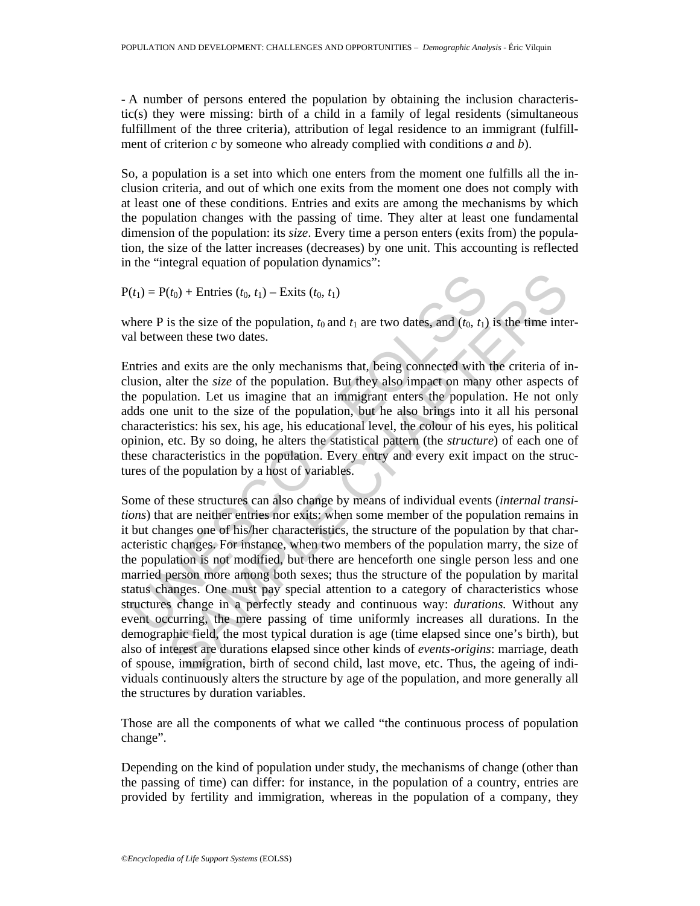- A number of persons entered the population by obtaining the inclusion characteristic(s) they were missing: birth of a child in a family of legal residents (simultaneous fulfillment of the three criteria), attribution of legal residence to an immigrant (fulfillment of criterion *c* by someone who already complied with conditions *a* and *b*).

So, a population is a set into which one enters from the moment one fulfills all the inclusion criteria, and out of which one exits from the moment one does not comply with at least one of these conditions. Entries and exits are among the mechanisms by which the population changes with the passing of time. They alter at least one fundamental dimension of the population: its *size*. Every time a person enters (exits from) the population, the size of the latter increases (decreases) by one unit. This accounting is reflected in the "integral equation of population dynamics":

$$P(t_1) = P(t_0) + \text{Entries } (t_0, t_1) - \text{Exits } (t_0, t_1)$$

where P is the size of the population, $t_0$ and $t_1$ are two dates, and $(t_0, t_1)$ is the time interval between these two dates.

Entries and exits are the only mechanisms that, being connected with the criteria of inclusion, alter the *size* of the population. But they also impact on many other aspects of the population. Let us imagine that an immigrant enters the population. He not only adds one unit to the size of the population, but he also brings into it all his personal characteristics: his sex, his age, his educational level, the colour of his eyes, his political opinion, etc. By so doing, he alters the statistical pattern (the *structure*) of each one of these characteristics in the population. Every entry and every exit impact on the structures of the population by a host of variables.

Some of these structures can also change by means of individual events (*internal transitions*) that are neither entries nor exits: when some member of the population remains in it but changes one of his/her characteristics, the structure of the population by that characteristic changes. For instance, when two members of the population marry, the size of the population is not modified, but there are henceforth one single person less and one married person more among both sexes; thus the structure of the population by marital status changes. One must pay special attention to a category of characteristics whose structures change in a perfectly steady and continuous way: *durations.* Without any event occurring, the mere passing of time uniformly increases all durations. In the demographic field, the most typical duration is age (time elapsed since one's birth), but also of interest are durations elapsed since other kinds of *events-origins*: marriage, death of spouse, immigration, birth of second child, last move, etc. Thus, the ageing of individuals continuously alters the structure by age of the population, and more generally all the structures by duration variables.

Those are all the components of what we called "the continuous process of population change".

Depending on the kind of population under study, the mechanisms of change (other than the passing of time) can differ: for instance, in the population of a country, entries are provided by fertility and immigration, whereas in the population of a company, they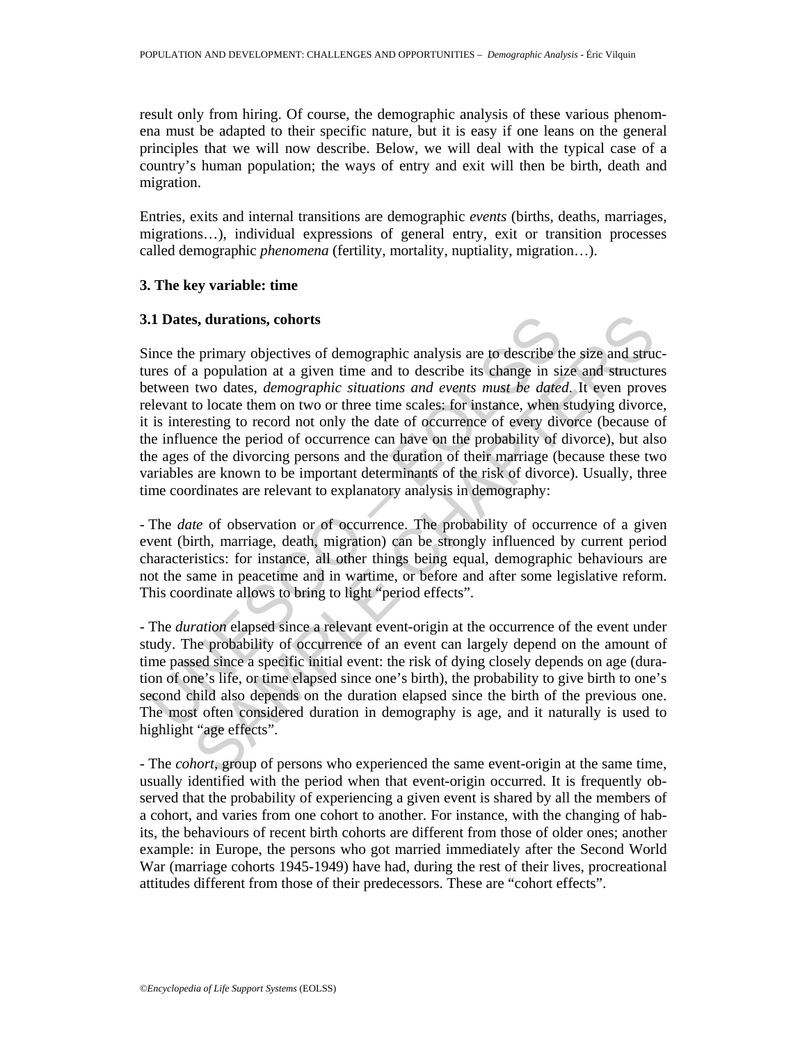result only from hiring. Of course, the demographic analysis of these various phenomena must be adapted to their specific nature, but it is easy if one leans on the general principles that we will now describe. Below, we will deal with the typical case of a country's human population; the ways of entry and exit will then be birth, death and migration.

Entries, exits and internal transitions are demographic *events* (births, deaths, marriages, migrations…), individual expressions of general entry, exit or transition processes called demographic *phenomena* (fertility, mortality, nuptiality, migration…).

## 3. The key variable: time

### 3.1 Dates, durations, cohorts

Since the primary objectives of demographic analysis are to describe the size and structures of a population at a given time and to describe its change in size and structures between two dates, *demographic situations and events must be dated*. It even proves relevant to locate them on two or three time scales: for instance, when studying divorce, it is interesting to record not only the date of occurrence of every divorce (because of the influence the period of occurrence can have on the probability of divorce), but also the ages of the divorcing persons and the duration of their marriage (because these two variables are known to be important determinants of the risk of divorce). Usually, three time coordinates are relevant to explanatory analysis in demography:

- The *date* of observation or of occurrence. The probability of occurrence of a given event (birth, marriage, death, migration) can be strongly influenced by current period characteristics: for instance, all other things being equal, demographic behaviours are not the same in peacetime and in wartime, or before and after some legislative reform. This coordinate allows to bring to light "period effects".

- The *duration* elapsed since a relevant event-origin at the occurrence of the event under study. The probability of occurrence of an event can largely depend on the amount of time passed since a specific initial event: the risk of dying closely depends on age (duration of one's life, or time elapsed since one's birth), the probability to give birth to one's second child also depends on the duration elapsed since the birth of the previous one. The most often considered duration in demography is age, and it naturally is used to highlight "age effects".

- The *cohort*, group of persons who experienced the same event-origin at the same time, usually identified with the period when that event-origin occurred. It is frequently observed that the probability of experiencing a given event is shared by all the members of a cohort, and varies from one cohort to another. For instance, with the changing of habits, the behaviours of recent birth cohorts are different from those of older ones; another example: in Europe, the persons who got married immediately after the Second World War (marriage cohorts 1945-1949) have had, during the rest of their lives, procreational attitudes different from those of their predecessors. These are "cohort effects".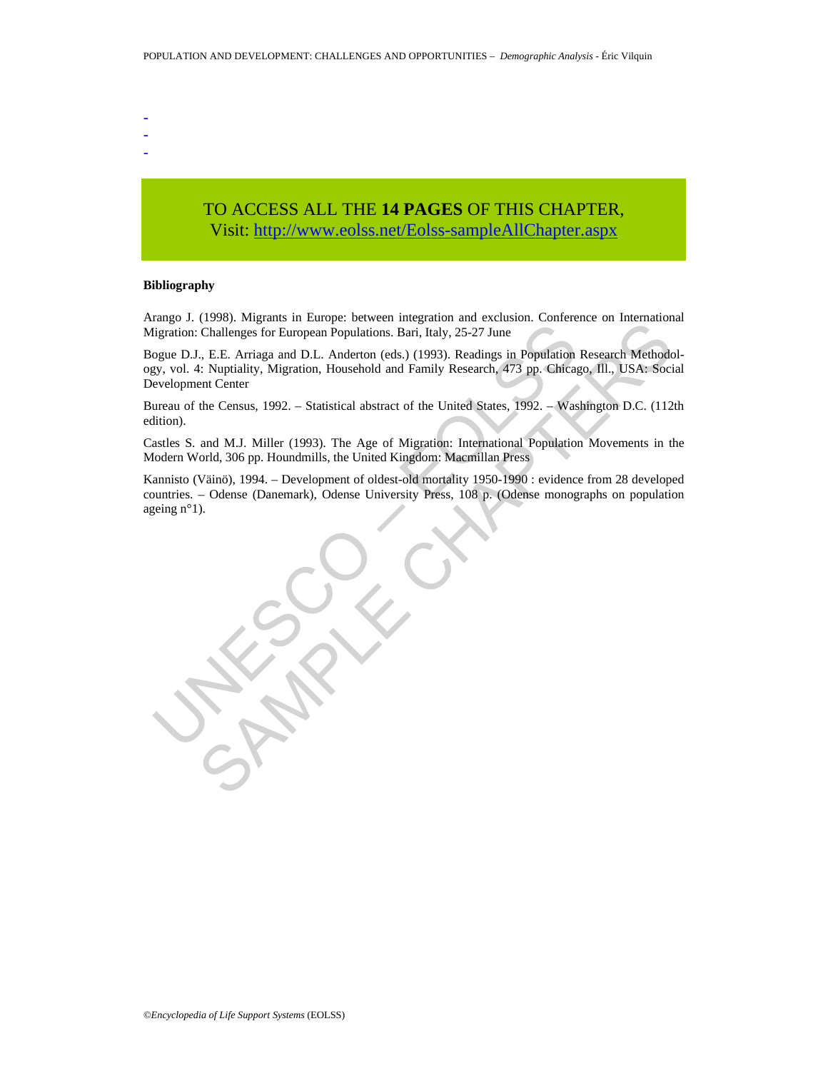-
-
-

TO ACCESS ALL THE **14 PAGES** OF THIS CHAPTER,
Visit: http://www.eolss.net/Eolss-sampleAllChapter.aspx

**Bibliography**

Arango J. (1998). Migrants in Europe: between integration and exclusion. Conference on International Migration: Challenges for European Populations. Bari, Italy, 25-27 June

Bogue D.J., E.E. Arriaga and D.L. Anderton (eds.) (1993). Readings in Population Research Methodology, vol. 4: Nuptiality, Migration, Household and Family Research, 473 pp. Chicago, Ill., USA: Social Development Center

Bureau of the Census, 1992. – Statistical abstract of the United States, 1992. – Washington D.C. (112th edition).

Castles S. and M.J. Miller (1993). The Age of Migration: International Population Movements in the Modern World, 306 pp. Houndmills, the United Kingdom: Macmillan Press

Kannisto (Väinö), 1994. – Development of oldest-old mortality 1950-1990 : evidence from 28 developed countries. – Odense (Danemark), Odense University Press, 108 p. (Odense monographs on population ageing n°1).